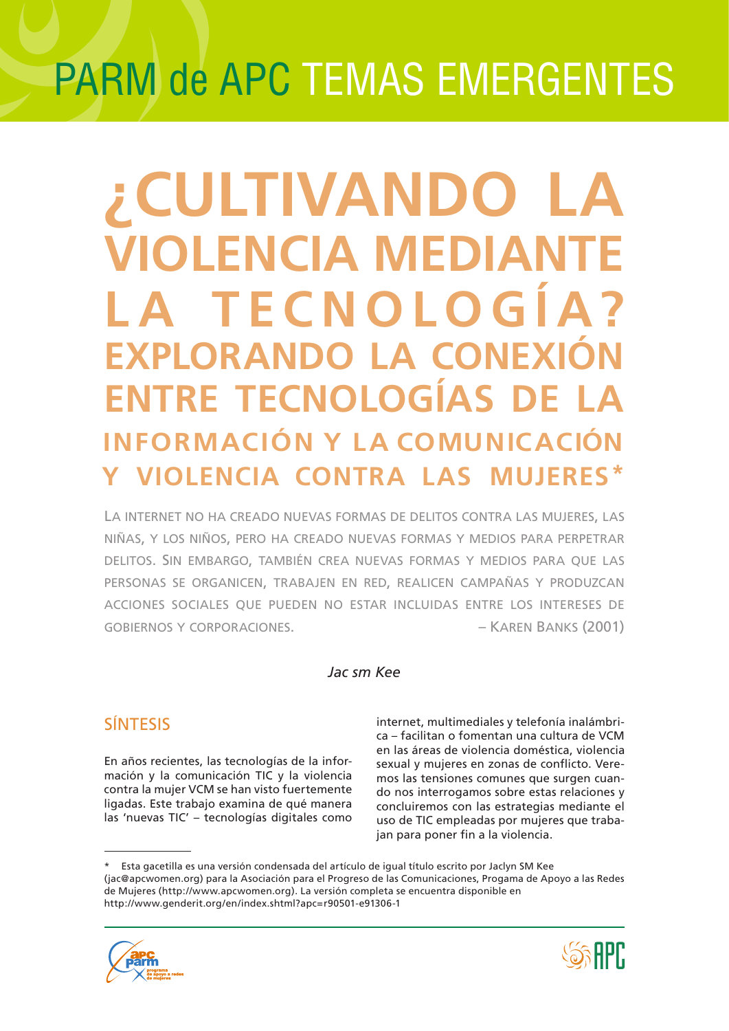PARM de APC TEMAS EMERGENTES

# ¿CULTIVANDO LA VIOLENCIA MEDIANTE LA TECNOLOGÍA? EXPLORANDO LA CONEXIÓN ENTRE TECNOLOGÍAS DE LA INFORMACIÓN Y LA COMUNICACIÓN Y VIOLENCIA CONTRA LAS MUJERES*

LA INTERNET NO HA CREADO NUEVAS FORMAS DE DELITOS CONTRA LAS MUJERES, LAS NIÑAS, Y LOS NIÑOS, PERO HA CREADO NUEVAS FORMAS Y MEDIOS PARA PERPETRAR DELITOS. SIN EMBARGO, TAMBIÉN CREA NUEVAS FORMAS Y MEDIOS PARA QUE LAS PERSONAS SE ORGANICEN, TRABAJEN EN RED, REALICEN CAMPAÑAS Y PRODUZCAN ACCIONES SOCIALES QUE PUEDEN NO ESTAR INCLUIDAS ENTRE LOS INTERESES DE GOBIERNOS Y CORPORACIONES. – KAREN BANKS (2001)

*Jac sm Kee*

## SÍNTESIS

En años recientes, las tecnologías de la información y la comunicación TIC y la violencia contra la mujer VCM se han visto fuertemente ligadas. Este trabajo examina de qué manera las 'nuevas TIC' – tecnologías digitales como internet, multimediales y telefonía inalámbrica – facilitan o fomentan una cultura de VCM en las áreas de violencia doméstica, violencia sexual y mujeres en zonas de conflicto. Veremos las tensiones comunes que surgen cuando nos interrogamos sobre estas relaciones y concluiremos con las estrategias mediante el uso de TIC empleadas por mujeres que trabajan para poner fin a la violencia.

---

* Esta gacetilla es una versión condensada del artículo de igual título escrito por Jaclyn SM Kee (jac@apcwomen.org) para la Asociación para el Progreso de las Comunicaciones, Progama de Apoyo a las Redes de Mujeres (http://www.apcwomen.org). La versión completa se encuentra disponible en http://www.genderit.org/en/index.shtml?apc=r90501-e91306-1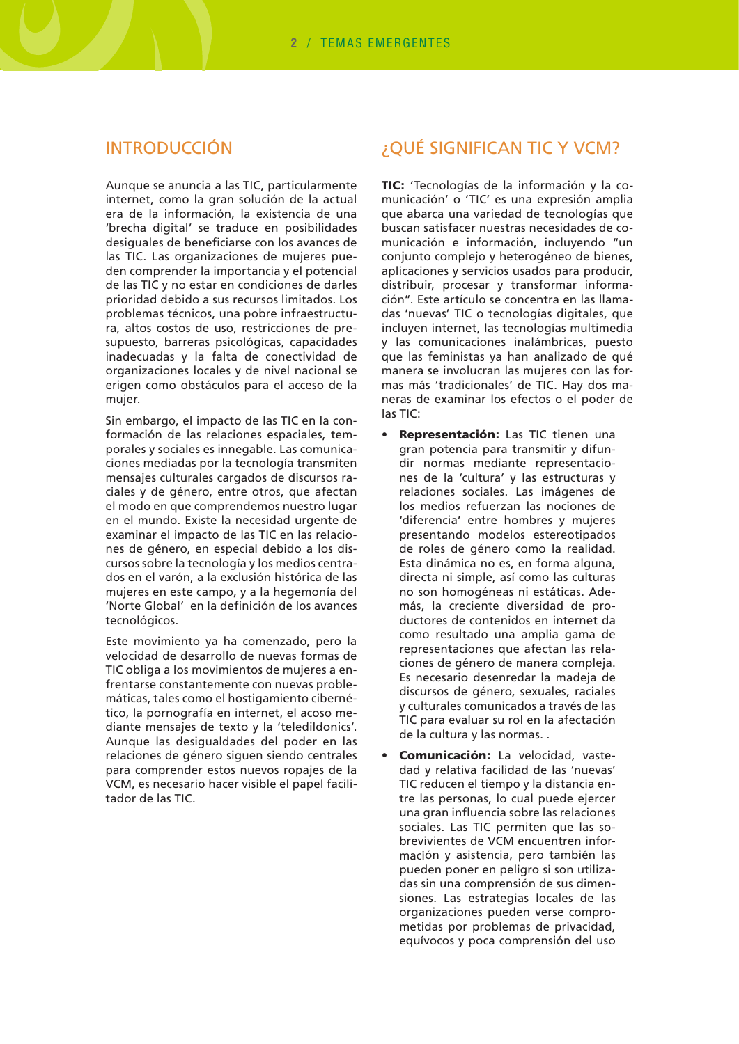## INTRODUCCIÓN

Aunque se anuncia a las TIC, particularmente internet, como la gran solución de la actual era de la información, la existencia de una 'brecha digital' se traduce en posibilidades desiguales de beneficiarse con los avances de las TIC. Las organizaciones de mujeres pueden comprender la importancia y el potencial de las TIC y no estar en condiciones de darles prioridad debido a sus recursos limitados. Los problemas técnicos, una pobre infraestructura, altos costos de uso, restricciones de presupuesto, barreras psicológicas, capacidades inadecuadas y la falta de conectividad de organizaciones locales y de nivel nacional se erigen como obstáculos para el acceso de la mujer.

Sin embargo, el impacto de las TIC en la conformación de las relaciones espaciales, temporales y sociales es innegable. Las comunicaciones mediadas por la tecnología transmiten mensajes culturales cargados de discursos raciales y de género, entre otros, que afectan el modo en que comprendemos nuestro lugar en el mundo. Existe la necesidad urgente de examinar el impacto de las TIC en las relaciones de género, en especial debido a los discursos sobre la tecnología y los medios centrados en el varón, a la exclusión histórica de las mujeres en este campo, y a la hegemonía del 'Norte Global' en la definición de los avances tecnológicos.

Este movimiento ya ha comenzado, pero la velocidad de desarrollo de nuevas formas de TIC obliga a los movimientos de mujeres a enfrentarse constantemente con nuevas problemáticas, tales como el hostigamiento cibernético, la pornografía en internet, el acoso mediante mensajes de texto y la 'teledildonics'. Aunque las desigualdades del poder en las relaciones de género siguen siendo centrales para comprender estos nuevos ropajes de la VCM, es necesario hacer visible el papel facilitador de las TIC.

## ¿QUÉ SIGNIFICAN TIC Y VCM?

**TIC:** 'Tecnologías de la información y la comunicación' o 'TIC' es una expresión amplia que abarca una variedad de tecnologías que buscan satisfacer nuestras necesidades de comunicación e información, incluyendo "un conjunto complejo y heterogéneo de bienes, aplicaciones y servicios usados para producir, distribuir, procesar y transformar información". Este artículo se concentra en las llamadas 'nuevas' TIC o tecnologías digitales, que incluyen internet, las tecnologías multimedia y las comunicaciones inalámbricas, puesto que las feministas ya han analizado de qué manera se involucran las mujeres con las formas más 'tradicionales' de TIC. Hay dos maneras de examinar los efectos o el poder de las TIC:

- **Representación:** Las TIC tienen una gran potencia para transmitir y difundir normas mediante representaciones de la 'cultura' y las estructuras y relaciones sociales. Las imágenes de los medios refuerzan las nociones de 'diferencia' entre hombres y mujeres presentando modelos estereotipados de roles de género como la realidad. Esta dinámica no es, en forma alguna, directa ni simple, así como las culturas no son homogéneas ni estáticas. Además, la creciente diversidad de productores de contenidos en internet da como resultado una amplia gama de representaciones que afectan las relaciones de género de manera compleja. Es necesario desenredar la madeja de discursos de género, sexuales, raciales y culturales comunicados a través de las TIC para evaluar su rol en la afectación de la cultura y las normas. .
- **Comunicación:** La velocidad, vastedad y relativa facilidad de las 'nuevas' TIC reducen el tiempo y la distancia entre las personas, lo cual puede ejercer una gran influencia sobre las relaciones sociales. Las TIC permiten que las sobrevivientes de VCM encuentren información y asistencia, pero también las pueden poner en peligro si son utilizadas sin una comprensión de sus dimensiones. Las estrategias locales de las organizaciones pueden verse comprometidas por problemas de privacidad, equívocos y poca comprensión del uso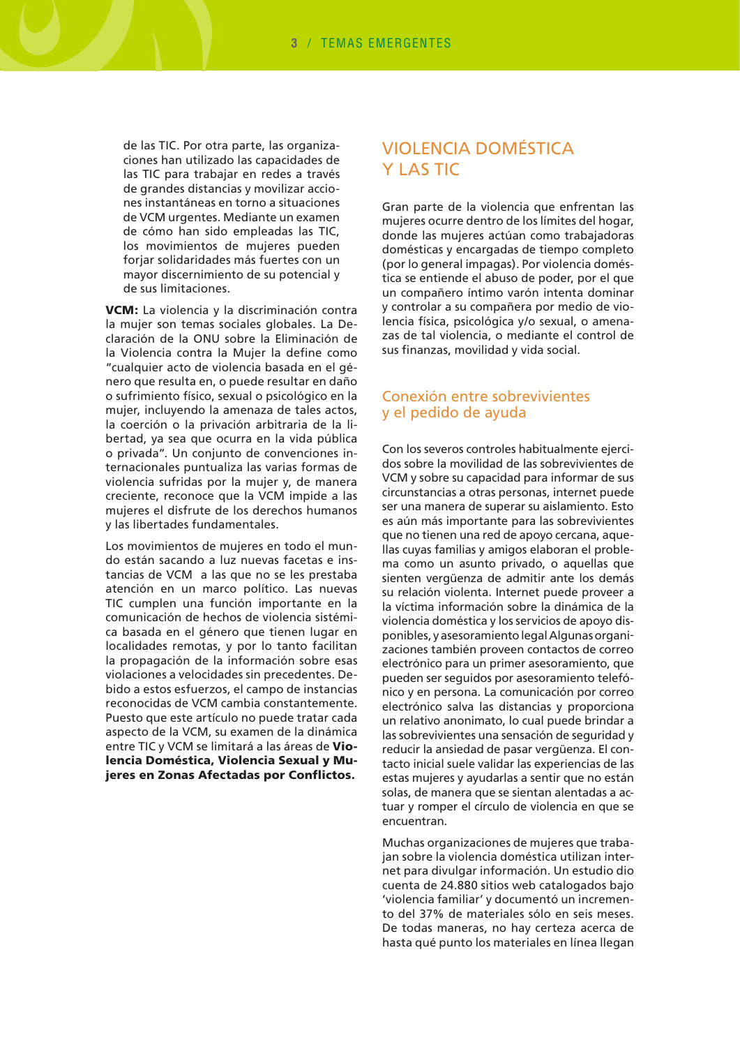de las TIC. Por otra parte, las organizaciones han utilizado las capacidades de las TIC para trabajar en redes a través de grandes distancias y movilizar acciones instantáneas en torno a situaciones de VCM urgentes. Mediante un examen de cómo han sido empleadas las TIC, los movimientos de mujeres pueden forjar solidaridades más fuertes con un mayor discernimiento de su potencial y de sus limitaciones.

**VCM:** La violencia y la discriminación contra la mujer son temas sociales globales. La Declaración de la ONU sobre la Eliminación de la Violencia contra la Mujer la define como "cualquier acto de violencia basada en el género que resulta en, o puede resultar en daño o sufrimiento físico, sexual o psicológico en la mujer, incluyendo la amenaza de tales actos, la coerción o la privación arbitraria de la libertad, ya sea que ocurra en la vida pública o privada". Un conjunto de convenciones internacionales puntualiza las varias formas de violencia sufridas por la mujer y, de manera creciente, reconoce que la VCM impide a las mujeres el disfrute de los derechos humanos y las libertades fundamentales.

Los movimientos de mujeres en todo el mundo están sacando a luz nuevas facetas e instancias de VCM a las que no se les prestaba atención en un marco político. Las nuevas TIC cumplen una función importante en la comunicación de hechos de violencia sistémica basada en el género que tienen lugar en localidades remotas, y por lo tanto facilitan la propagación de la información sobre esas violaciones a velocidades sin precedentes. Debido a estos esfuerzos, el campo de instancias reconocidas de VCM cambia constantemente. Puesto que este artículo no puede tratar cada aspecto de la VCM, su examen de la dinámica entre TIC y VCM se limitará a las áreas de **Violencia Doméstica, Violencia Sexual y Mujeres en Zonas Afectadas por Conflictos.**

## VIOLENCIA DOMÉSTICA Y LAS TIC

Gran parte de la violencia que enfrentan las mujeres ocurre dentro de los límites del hogar, donde las mujeres actúan como trabajadoras domésticas y encargadas de tiempo completo (por lo general impagas). Por violencia doméstica se entiende el abuso de poder, por el que un compañero íntimo varón intenta dominar y controlar a su compañera por medio de violencia física, psicológica y/o sexual, o amenazas de tal violencia, o mediante el control de sus finanzas, movilidad y vida social.

### Conexión entre sobrevivientes y el pedido de ayuda

Con los severos controles habitualmente ejercidos sobre la movilidad de las sobrevivientes de VCM y sobre su capacidad para informar de sus circunstancias a otras personas, internet puede ser una manera de superar su aislamiento. Esto es aún más importante para las sobrevivientes que no tienen una red de apoyo cercana, aquellas cuyas familias y amigos elaboran el problema como un asunto privado, o aquellas que sienten vergüenza de admitir ante los demás su relación violenta. Internet puede proveer a la víctima información sobre la dinámica de la violencia doméstica y los servicios de apoyo disponibles, y asesoramiento legal Algunas organizaciones también proveen contactos de correo electrónico para un primer asesoramiento, que pueden ser seguidos por asesoramiento telefónico y en persona. La comunicación por correo electrónico salva las distancias y proporciona un relativo anonimato, lo cual puede brindar a las sobrevivientes una sensación de seguridad y reducir la ansiedad de pasar vergüenza. El contacto inicial suele validar las experiencias de las estas mujeres y ayudarlas a sentir que no están solas, de manera que se sientan alentadas a actuar y romper el círculo de violencia en que se encuentran.

Muchas organizaciones de mujeres que trabajan sobre la violencia doméstica utilizan internet para divulgar información. Un estudio dio cuenta de 24.880 sitios web catalogados bajo 'violencia familiar' y documentó un incremento del 37% de materiales sólo en seis meses. De todas maneras, no hay certeza acerca de hasta qué punto los materiales en línea llegan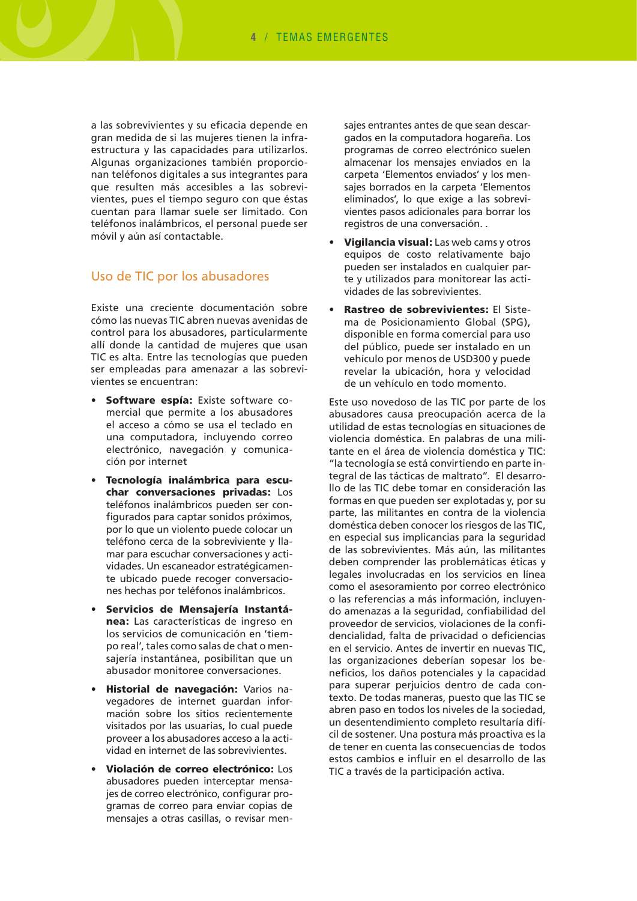a las sobrevivientes y su eficacia depende en gran medida de si las mujeres tienen la infraestructura y las capacidades para utilizarlos. Algunas organizaciones también proporcionan teléfonos digitales a sus integrantes para que resulten más accesibles a las sobrevivientes, pues el tiempo seguro con que éstas cuentan para llamar suele ser limitado. Con teléfonos inalámbricos, el personal puede ser móvil y aún así contactable.

## Uso de TIC por los abusadores

Existe una creciente documentación sobre cómo las nuevas TIC abren nuevas avenidas de control para los abusadores, particularmente allí donde la cantidad de mujeres que usan TIC es alta. Entre las tecnologías que pueden ser empleadas para amenazar a las sobrevivientes se encuentran:

- **Software espía:** Existe software comercial que permite a los abusadores el acceso a cómo se usa el teclado en una computadora, incluyendo correo electrónico, navegación y comunicación por internet
- **Tecnología inalámbrica para escuchar conversaciones privadas:** Los teléfonos inalámbricos pueden ser configurados para captar sonidos próximos, por lo que un violento puede colocar un teléfono cerca de la sobreviviente y llamar para escuchar conversaciones y actividades. Un escaneador estratégicamente ubicado puede recoger conversaciones hechas por teléfonos inalámbricos.
- **Servicios de Mensajería Instantánea:** Las características de ingreso en los servicios de comunicación en 'tiempo real', tales como salas de chat o mensajería instantánea, posibilitan que un abusador monitoree conversaciones.
- **Historial de navegación:** Varios navegadores de internet guardan información sobre los sitios recientemente visitados por las usuarias, lo cual puede proveer a los abusadores acceso a la actividad en internet de las sobrevivientes.
- **Violación de correo electrónico:** Los abusadores pueden interceptar mensajes de correo electrónico, configurar programas de correo para enviar copias de mensajes a otras casillas, o revisar mensajes entrantes antes de que sean descargados en la computadora hogareña. Los programas de correo electrónico suelen almacenar los mensajes enviados en la carpeta 'Elementos enviados' y los mensajes borrados en la carpeta 'Elementos eliminados', lo que exige a las sobrevivientes pasos adicionales para borrar los registros de una conversación. .
- **Vigilancia visual:** Las web cams y otros equipos de costo relativamente bajo pueden ser instalados en cualquier parte y utilizados para monitorear las actividades de las sobrevivientes.
- **Rastreo de sobrevivientes:** El Sistema de Posicionamiento Global (SPG), disponible en forma comercial para uso del público, puede ser instalado en un vehículo por menos de USD300 y puede revelar la ubicación, hora y velocidad de un vehículo en todo momento.

Este uso novedoso de las TIC por parte de los abusadores causa preocupación acerca de la utilidad de estas tecnologías en situaciones de violencia doméstica. En palabras de una militante en el área de violencia doméstica y TIC: "la tecnología se está convirtiendo en parte integral de las tácticas de maltrato". El desarrollo de las TIC debe tomar en consideración las formas en que pueden ser explotadas y, por su parte, las militantes en contra de la violencia doméstica deben conocer los riesgos de las TIC, en especial sus implicancias para la seguridad de las sobrevivientes. Más aún, las militantes deben comprender las problemáticas éticas y legales involucradas en los servicios en línea como el asesoramiento por correo electrónico o las referencias a más información, incluyendo amenazas a la seguridad, confiabilidad del proveedor de servicios, violaciones de la confidencialidad, falta de privacidad o deficiencias en el servicio. Antes de invertir en nuevas TIC, las organizaciones deberían sopesar los beneficios, los daños potenciales y la capacidad para superar perjuicios dentro de cada contexto. De todas maneras, puesto que las TIC se abren paso en todos los niveles de la sociedad, un desentendimiento completo resultaría difícil de sostener. Una postura más proactiva es la de tener en cuenta las consecuencias de todos estos cambios e influir en el desarrollo de las TIC a través de la participación activa.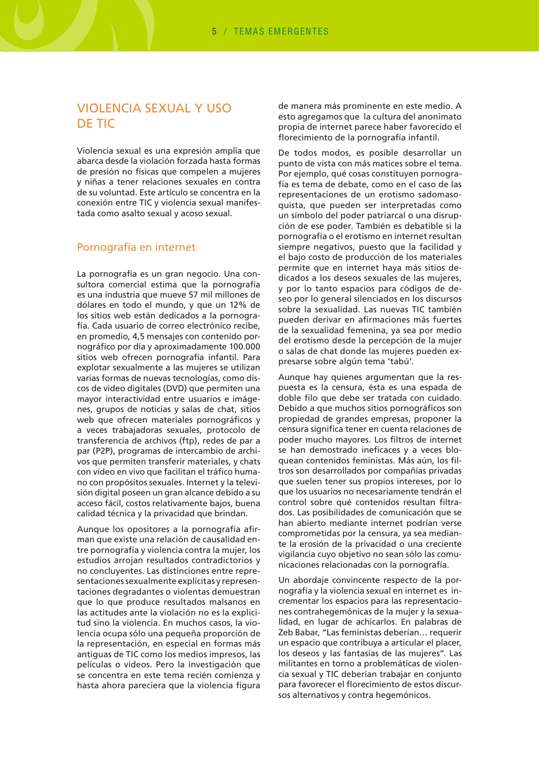## VIOLENCIA SEXUAL Y USO DE TIC

Violencia sexual es una expresión amplia que abarca desde la violación forzada hasta formas de presión no físicas que compelen a mujeres y niñas a tener relaciones sexuales en contra de su voluntad. Este artículo se concentra en la conexión entre TIC y violencia sexual manifestada como asalto sexual y acoso sexual.

### Pornografía en internet

La pornografía es un gran negocio. Una consultora comercial estima que la pornografía es una industria que mueve 57 mil millones de dólares en todo el mundo, y que un 12% de los sitios web están dedicados a la pornografía. Cada usuario de correo electrónico recibe, en promedio, 4,5 mensajes con contenido pornográfico por día y aproximadamente 100.000 sitios web ofrecen pornografía infantil. Para explotar sexualmente a las mujeres se utilizan varias formas de nuevas tecnologías, como discos de video digitales (DVD) que permiten una mayor interactividad entre usuarios e imágenes, grupos de noticias y salas de chat, sitios web que ofrecen materiales pornográficos y a veces trabajadoras sexuales, protocolo de transferencia de archivos (ftp), redes de par a par (P2P), programas de intercambio de archivos que permiten transferir materiales, y chats con video en vivo que facilitan el tráfico humano con propósitos sexuales. Internet y la televisión digital poseen un gran alcance debido a su acceso fácil, costos relativamente bajos, buena calidad técnica y la privacidad que brindan.

Aunque los opositores a la pornografía afirman que existe una relación de causalidad entre pornografía y violencia contra la mujer, los estudios arrojan resultados contradictorios y no concluyentes. Las distinciones entre representaciones sexualmente explícitas y representaciones degradantes o violentas demuestran que lo que produce resultados malsanos en las actitudes ante la violación no es la explicitud sino la violencia. En muchos casos, la violencia ocupa sólo una pequeña proporción de la representación, en especial en formas más antiguas de TIC como los medios impresos, las películas o videos. Pero la investigación que se concentra en este tema recién comienza y hasta ahora pareciera que la violencia figura de manera más prominente en este medio. A esto agregamos que la cultura del anonimato propia de internet parece haber favorecido el florecimiento de la pornografía infantil.

De todos modos, es posible desarrollar un punto de vista con más matices sobre el tema. Por ejemplo, qué cosas constituyen pornografía es tema de debate, como en el caso de las representaciones de un erotismo sadomasoquista, que pueden ser interpretadas como un símbolo del poder patriarcal o una disrupción de ese poder. También es debatible si la pornografía o el erotismo en internet resultan siempre negativos, puesto que la facilidad y el bajo costo de producción de los materiales permite que en internet haya más sitios dedicados a los deseos sexuales de las mujeres, y por lo tanto espacios para códigos de deseo por lo general silenciados en los discursos sobre la sexualidad. Las nuevas TIC también pueden derivar en afirmaciones más fuertes de la sexualidad femenina, ya sea por medio del erotismo desde la percepción de la mujer o salas de chat donde las mujeres pueden expresarse sobre algún tema 'tabú'.

Aunque hay quienes argumentan que la respuesta es la censura, ésta es una espada de doble filo que debe ser tratada con cuidado. Debido a que muchos sitios pornográficos son propiedad de grandes empresas, proponer la censura significa tener en cuenta relaciones de poder mucho mayores. Los filtros de internet se han demostrado ineficaces y a veces bloquean contenidos feministas. Más aún, los filtros son desarrollados por compañías privadas que suelen tener sus propios intereses, por lo que los usuarios no necesariamente tendrán el control sobre qué contenidos resultan filtrados. Las posibilidades de comunicación que se han abierto mediante internet podrían verse comprometidas por la censura, ya sea mediante la erosión de la privacidad o una creciente vigilancia cuyo objetivo no sean sólo las comunicaciones relacionadas con la pornografía.

Un abordaje convincente respecto de la pornografía y la violencia sexual en internet es incrementar los espacios para las representaciones contrahegemónicas de la mujer y la sexualidad, en lugar de achicarlos. En palabras de Zeb Babar, "Las feministas deberían… requerir un espacio que contribuya a articular el placer, los deseos y las fantasías de las mujeres". Las militantes en torno a problemáticas de violencia sexual y TIC deberían trabajar en conjunto para favorecer el florecimiento de estos discursos alternativos y contra hegemónicos.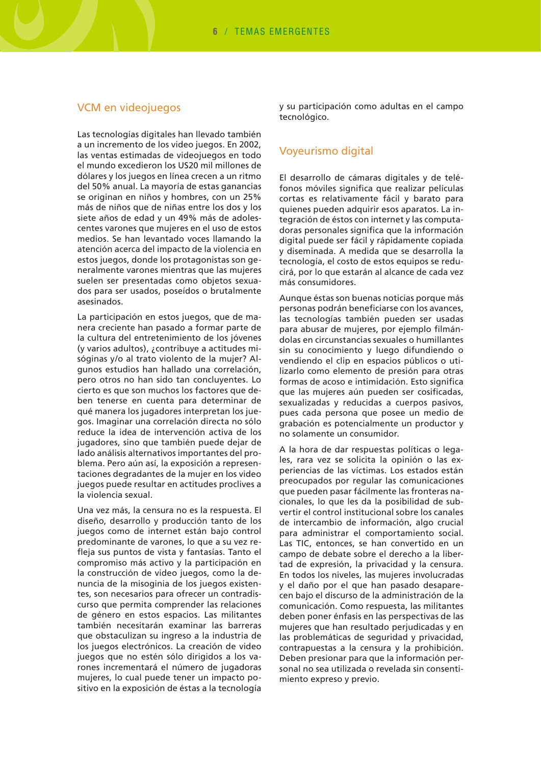## VCM en videojuegos

Las tecnologías digitales han llevado también a un incremento de los video juegos. En 2002, las ventas estimadas de videojuegos en todo el mundo excedieron los US20 mil millones de dólares y los juegos en línea crecen a un ritmo del 50% anual. La mayoría de estas ganancias se originan en niños y hombres, con un 25% más de niños que de niñas entre los dos y los siete años de edad y un 49% más de adolescentes varones que mujeres en el uso de estos medios. Se han levantado voces llamando la atención acerca del impacto de la violencia en estos juegos, donde los protagonistas son generalmente varones mientras que las mujeres suelen ser presentadas como objetos sexuados para ser usados, poseídos o brutalmente asesinados.

La participación en estos juegos, que de manera creciente han pasado a formar parte de la cultura del entretenimiento de los jóvenes (y varios adultos), ¿contribuye a actitudes misóginas y/o al trato violento de la mujer? Algunos estudios han hallado una correlación, pero otros no han sido tan concluyentes. Lo cierto es que son muchos los factores que deben tenerse en cuenta para determinar de qué manera los jugadores interpretan los juegos. Imaginar una correlación directa no sólo reduce la idea de intervención activa de los jugadores, sino que también puede dejar de lado análisis alternativos importantes del problema. Pero aún así, la exposición a representaciones degradantes de la mujer en los video juegos puede resultar en actitudes proclives a la violencia sexual.

Una vez más, la censura no es la respuesta. El diseño, desarrollo y producción tanto de los juegos como de internet están bajo control predominante de varones, lo que a su vez refleja sus puntos de vista y fantasías. Tanto el compromiso más activo y la participación en la construcción de video juegos, como la denuncia de la misoginia de los juegos existentes, son necesarios para ofrecer un contradiscurso que permita comprender las relaciones de género en estos espacios. Las militantes también necesitarán examinar las barreras que obstaculizan su ingreso a la industria de los juegos electrónicos. La creación de video juegos que no estén sólo dirigidos a los varones incrementará el número de jugadoras mujeres, lo cual puede tener un impacto positivo en la exposición de éstas a la tecnología y su participación como adultas en el campo tecnológico.

## Voyeurismo digital

El desarrollo de cámaras digitales y de teléfonos móviles significa que realizar películas cortas es relativamente fácil y barato para quienes pueden adquirir esos aparatos. La integración de éstos con internet y las computadoras personales significa que la información digital puede ser fácil y rápidamente copiada y diseminada. A medida que se desarrolla la tecnología, el costo de estos equipos se reducirá, por lo que estarán al alcance de cada vez más consumidores.

Aunque éstas son buenas noticias porque más personas podrán beneficiarse con los avances, las tecnologías también pueden ser usadas para abusar de mujeres, por ejemplo filmándolas en circunstancias sexuales o humillantes sin su conocimiento y luego difundiendo o vendiendo el clip en espacios públicos o utilizarlo como elemento de presión para otras formas de acoso e intimidación. Esto significa que las mujeres aún pueden ser cosificadas, sexualizadas y reducidas a cuerpos pasivos, pues cada persona que posee un medio de grabación es potencialmente un productor y no solamente un consumidor.

A la hora de dar respuestas políticas o legales, rara vez se solicita la opinión o las experiencias de las víctimas. Los estados están preocupados por regular las comunicaciones que pueden pasar fácilmente las fronteras nacionales, lo que les da la posibilidad de subvertir el control institucional sobre los canales de intercambio de información, algo crucial para administrar el comportamiento social. Las TIC, entonces, se han convertido en un campo de debate sobre el derecho a la libertad de expresión, la privacidad y la censura. En todos los niveles, las mujeres involucradas y el daño por el que han pasado desaparecen bajo el discurso de la administración de la comunicación. Como respuesta, las militantes deben poner énfasis en las perspectivas de las mujeres que han resultado perjudicadas y en las problemáticas de seguridad y privacidad, contrapuestas a la censura y la prohibición. Deben presionar para que la información personal no sea utilizada o revelada sin consentimiento expreso y previo.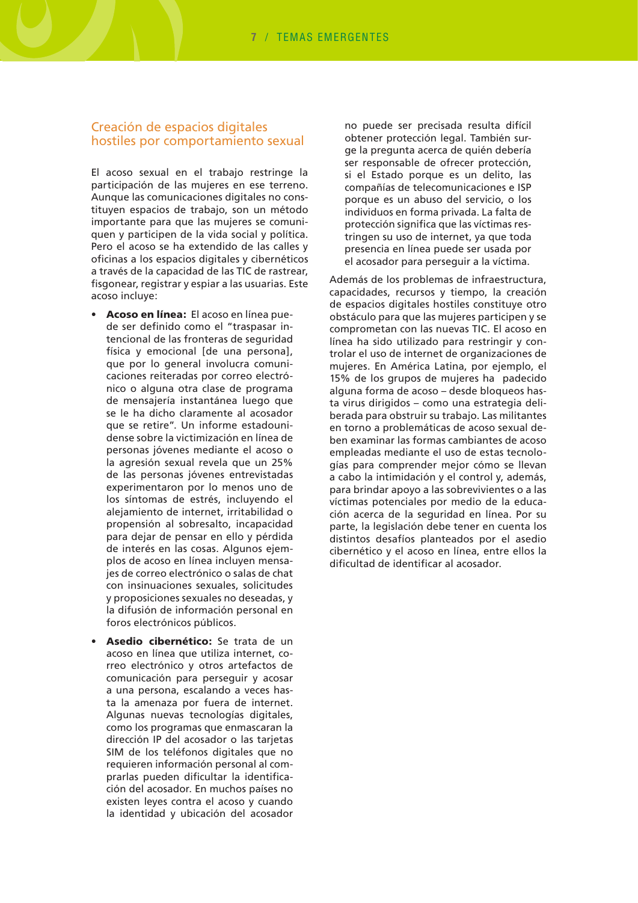## Creación de espacios digitales hostiles por comportamiento sexual

El acoso sexual en el trabajo restringe la participación de las mujeres en ese terreno. Aunque las comunicaciones digitales no constituyen espacios de trabajo, son un método importante para que las mujeres se comuniquen y participen de la vida social y política. Pero el acoso se ha extendido de las calles y oficinas a los espacios digitales y cibernéticos a través de la capacidad de las TIC de rastrear, fisgonear, registrar y espiar a las usuarias. Este acoso incluye:

- **Acoso en línea:** El acoso en línea puede ser definido como el "traspasar intencional de las fronteras de seguridad física y emocional [de una persona], que por lo general involucra comunicaciones reiteradas por correo electrónico o alguna otra clase de programa de mensajería instantánea luego que se le ha dicho claramente al acosador que se retire". Un informe estadounidense sobre la victimización en línea de personas jóvenes mediante el acoso o la agresión sexual revela que un 25% de las personas jóvenes entrevistadas experimentaron por lo menos uno de los síntomas de estrés, incluyendo el alejamiento de internet, irritabilidad o propensión al sobresalto, incapacidad para dejar de pensar en ello y pérdida de interés en las cosas. Algunos ejemplos de acoso en línea incluyen mensajes de correo electrónico o salas de chat con insinuaciones sexuales, solicitudes y proposiciones sexuales no deseadas, y la difusión de información personal en foros electrónicos públicos.
- **Asedio cibernético:** Se trata de un acoso en línea que utiliza internet, correo electrónico y otros artefactos de comunicación para perseguir y acosar a una persona, escalando a veces hasta la amenaza por fuera de internet. Algunas nuevas tecnologías digitales, como los programas que enmascaran la dirección IP del acosador o las tarjetas SIM de los teléfonos digitales que no requieren información personal al comprarlas pueden dificultar la identificación del acosador. En muchos países no existen leyes contra el acoso y cuando la identidad y ubicación del acosador no puede ser precisada resulta difícil obtener protección legal. También surge la pregunta acerca de quién debería ser responsable de ofrecer protección, si el Estado porque es un delito, las compañías de telecomunicaciones e ISP porque es un abuso del servicio, o los individuos en forma privada. La falta de protección significa que las víctimas restringen su uso de internet, ya que toda presencia en línea puede ser usada por el acosador para perseguir a la víctima.

Además de los problemas de infraestructura, capacidades, recursos y tiempo, la creación de espacios digitales hostiles constituye otro obstáculo para que las mujeres participen y se comprometan con las nuevas TIC. El acoso en línea ha sido utilizado para restringir y controlar el uso de internet de organizaciones de mujeres. En América Latina, por ejemplo, el 15% de los grupos de mujeres ha padecido alguna forma de acoso – desde bloqueos hasta virus dirigidos – como una estrategia deliberada para obstruir su trabajo. Las militantes en torno a problemáticas de acoso sexual deben examinar las formas cambiantes de acoso empleadas mediante el uso de estas tecnologías para comprender mejor cómo se llevan a cabo la intimidación y el control y, además, para brindar apoyo a las sobrevivientes o a las víctimas potenciales por medio de la educación acerca de la seguridad en línea. Por su parte, la legislación debe tener en cuenta los distintos desafíos planteados por el asedio cibernético y el acoso en línea, entre ellos la dificultad de identificar al acosador.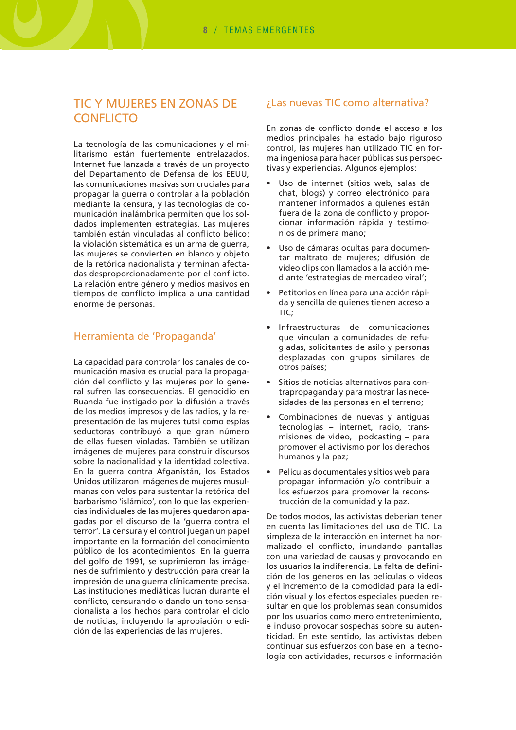## TIC Y MUJERES EN ZONAS DE CONFLICTO

La tecnología de las comunicaciones y el militarismo están fuertemente entrelazados. Internet fue lanzada a través de un proyecto del Departamento de Defensa de los EEUU, las comunicaciones masivas son cruciales para propagar la guerra o controlar a la población mediante la censura, y las tecnologías de comunicación inalámbrica permiten que los soldados implementen estrategias. Las mujeres también están vinculadas al conflicto bélico: la violación sistemática es un arma de guerra, las mujeres se convierten en blanco y objeto de la retórica nacionalista y terminan afectadas desproporcionadamente por el conflicto. La relación entre género y medios masivos en tiempos de conflicto implica a una cantidad enorme de personas.

### Herramienta de 'Propaganda'

La capacidad para controlar los canales de comunicación masiva es crucial para la propagación del conflicto y las mujeres por lo general sufren las consecuencias. El genocidio en Ruanda fue instigado por la difusión a través de los medios impresos y de las radios, y la representación de las mujeres tutsi como espías seductoras contribuyó a que gran número de ellas fuesen violadas. También se utilizan imágenes de mujeres para construir discursos sobre la nacionalidad y la identidad colectiva. En la guerra contra Afganistán, los Estados Unidos utilizaron imágenes de mujeres musulmanas con velos para sustentar la retórica del barbarismo 'islámico', con lo que las experiencias individuales de las mujeres quedaron apagadas por el discurso de la 'guerra contra el terror'. La censura y el control juegan un papel importante en la formación del conocimiento público de los acontecimientos. En la guerra del golfo de 1991, se suprimieron las imágenes de sufrimiento y destrucción para crear la impresión de una guerra clínicamente precisa. Las instituciones mediáticas lucran durante el conflicto, censurando o dando un tono sensacionalista a los hechos para controlar el ciclo de noticias, incluyendo la apropiación o edición de las experiencias de las mujeres.

### ¿Las nuevas TIC como alternativa?

En zonas de conflicto donde el acceso a los medios principales ha estado bajo riguroso control, las mujeres han utilizado TIC en forma ingeniosa para hacer públicas sus perspectivas y experiencias. Algunos ejemplos:

- Uso de internet (sitios web, salas de chat, blogs) y correo electrónico para mantener informados a quienes están fuera de la zona de conflicto y proporcionar información rápida y testimonios de primera mano;
- Uso de cámaras ocultas para documentar maltrato de mujeres; difusión de video clips con llamados a la acción mediante 'estrategias de mercadeo viral';
- Petitorios en línea para una acción rápida y sencilla de quienes tienen acceso a TIC;
- Infraestructuras de comunicaciones que vinculan a comunidades de refugiadas, solicitantes de asilo y personas desplazadas con grupos similares de otros países;
- Sitios de noticias alternativos para contrapropaganda y para mostrar las necesidades de las personas en el terreno;
- Combinaciones de nuevas y antiguas tecnologías – internet, radio, transmisiones de video, podcasting – para promover el activismo por los derechos humanos y la paz;
- Películas documentales y sitios web para propagar información y/o contribuir a los esfuerzos para promover la reconstrucción de la comunidad y la paz.

De todos modos, las activistas deberían tener en cuenta las limitaciones del uso de TIC. La simpleza de la interacción en internet ha normalizado el conflicto, inundando pantallas con una variedad de causas y provocando en los usuarios la indiferencia. La falta de definición de los géneros en las películas o videos y el incremento de la comodidad para la edición visual y los efectos especiales pueden resultar en que los problemas sean consumidos por los usuarios como mero entretenimiento, e incluso provocar sospechas sobre su autenticidad. En este sentido, las activistas deben continuar sus esfuerzos con base en la tecnología con actividades, recursos e información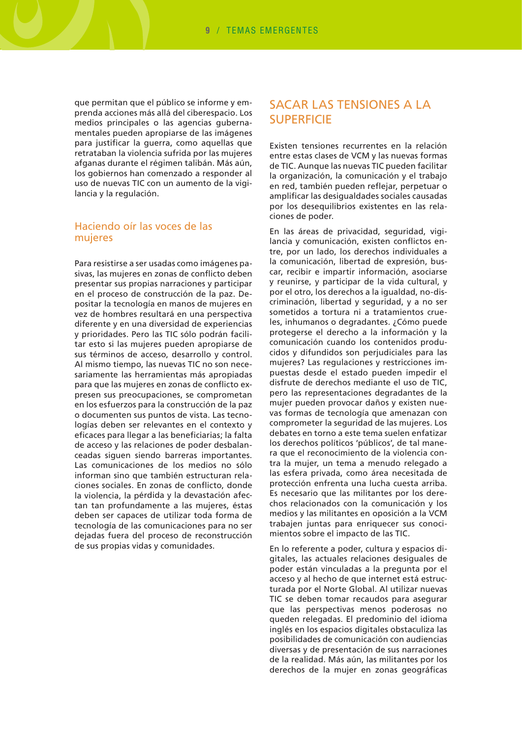que permitan que el público se informe y emprenda acciones más allá del ciberespacio. Los medios principales o las agencias gubernamentales pueden apropiarse de las imágenes para justificar la guerra, como aquellas que retrataban la violencia sufrida por las mujeres afganas durante el régimen talibán. Más aún, los gobiernos han comenzado a responder al uso de nuevas TIC con un aumento de la vigilancia y la regulación.

### Haciendo oír las voces de las mujeres

Para resistirse a ser usadas como imágenes pasivas, las mujeres en zonas de conflicto deben presentar sus propias narraciones y participar en el proceso de construcción de la paz. Depositar la tecnología en manos de mujeres en vez de hombres resultará en una perspectiva diferente y en una diversidad de experiencias y prioridades. Pero las TIC sólo podrán facilitar esto si las mujeres pueden apropiarse de sus términos de acceso, desarrollo y control. Al mismo tiempo, las nuevas TIC no son necesariamente las herramientas más apropiadas para que las mujeres en zonas de conflicto expresen sus preocupaciones, se comprometan en los esfuerzos para la construcción de la paz o documenten sus puntos de vista. Las tecnologías deben ser relevantes en el contexto y eficaces para llegar a las beneficiarias; la falta de acceso y las relaciones de poder desbalanceadas siguen siendo barreras importantes. Las comunicaciones de los medios no sólo informan sino que también estructuran relaciones sociales. En zonas de conflicto, donde la violencia, la pérdida y la devastación afectan tan profundamente a las mujeres, éstas deben ser capaces de utilizar toda forma de tecnología de las comunicaciones para no ser dejadas fuera del proceso de reconstrucción de sus propias vidas y comunidades.

## SACAR LAS TENSIONES A LA SUPERFICIE

Existen tensiones recurrentes en la relación entre estas clases de VCM y las nuevas formas de TIC. Aunque las nuevas TIC pueden facilitar la organización, la comunicación y el trabajo en red, también pueden reflejar, perpetuar o amplificar las desigualdades sociales causadas por los desequilibrios existentes en las relaciones de poder.

En las áreas de privacidad, seguridad, vigilancia y comunicación, existen conflictos entre, por un lado, los derechos individuales a la comunicación, libertad de expresión, buscar, recibir e impartir información, asociarse y reunirse, y participar de la vida cultural, y por el otro, los derechos a la igualdad, no-discriminación, libertad y seguridad, y a no ser sometidos a tortura ni a tratamientos crueles, inhumanos o degradantes. ¿Cómo puede protegerse el derecho a la información y la comunicación cuando los contenidos producidos y difundidos son perjudiciales para las mujeres? Las regulaciones y restricciones impuestas desde el estado pueden impedir el disfrute de derechos mediante el uso de TIC, pero las representaciones degradantes de la mujer pueden provocar daños y existen nuevas formas de tecnología que amenazan con comprometer la seguridad de las mujeres. Los debates en torno a este tema suelen enfatizar los derechos políticos 'públicos', de tal manera que el reconocimiento de la violencia contra la mujer, un tema a menudo relegado a las esfera privada, como área necesitada de protección enfrenta una lucha cuesta arriba. Es necesario que las militantes por los derechos relacionados con la comunicación y los medios y las militantes en oposición a la VCM trabajen juntas para enriquecer sus conocimientos sobre el impacto de las TIC.

En lo referente a poder, cultura y espacios digitales, las actuales relaciones desiguales de poder están vinculadas a la pregunta por el acceso y al hecho de que internet está estructurada por el Norte Global. Al utilizar nuevas TIC se deben tomar recaudos para asegurar que las perspectivas menos poderosas no queden relegadas. El predominio del idioma inglés en los espacios digitales obstaculiza las posibilidades de comunicación con audiencias diversas y de presentación de sus narraciones de la realidad. Más aún, las militantes por los derechos de la mujer en zonas geográficas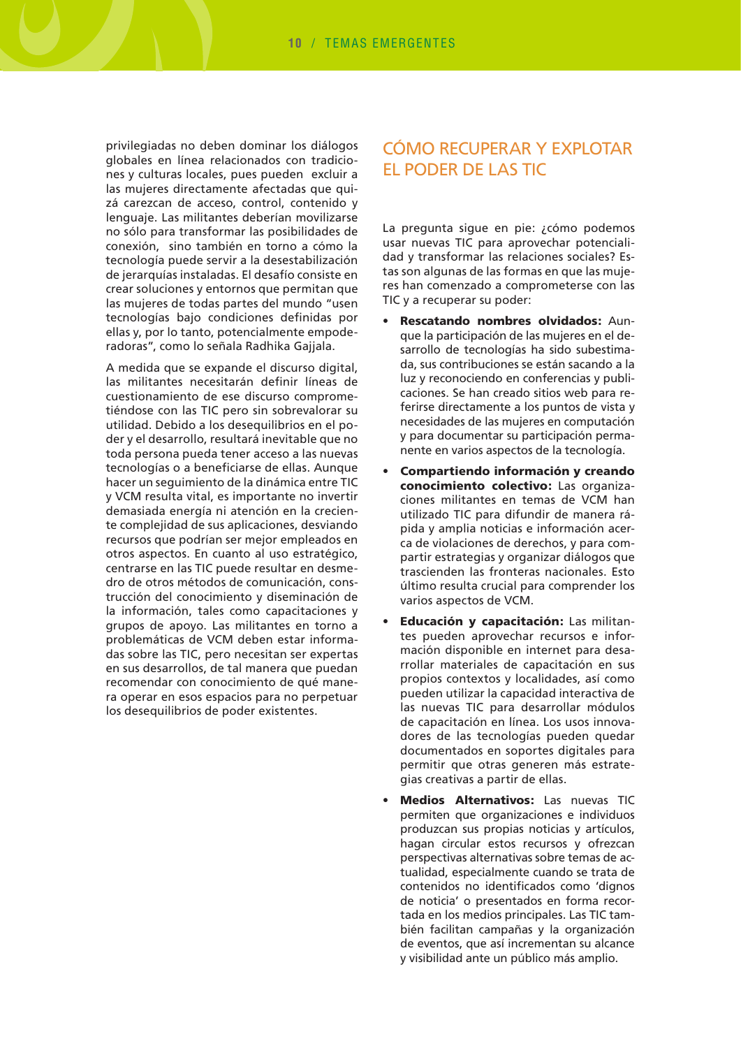privilegiadas no deben dominar los diálogos globales en línea relacionados con tradiciones y culturas locales, pues pueden excluir a las mujeres directamente afectadas que quizá carezcan de acceso, control, contenido y lenguaje. Las militantes deberían movilizarse no sólo para transformar las posibilidades de conexión, sino también en torno a cómo la tecnología puede servir a la desestabilización de jerarquías instaladas. El desafío consiste en crear soluciones y entornos que permitan que las mujeres de todas partes del mundo "usen tecnologías bajo condiciones definidas por ellas y, por lo tanto, potencialmente empoderadoras", como lo señala Radhika Gajjala.

A medida que se expande el discurso digital, las militantes necesitarán definir líneas de cuestionamiento de ese discurso comprometiéndose con las TIC pero sin sobrevalorar su utilidad. Debido a los desequilibrios en el poder y el desarrollo, resultará inevitable que no toda persona pueda tener acceso a las nuevas tecnologías o a beneficiarse de ellas. Aunque hacer un seguimiento de la dinámica entre TIC y VCM resulta vital, es importante no invertir demasiada energía ni atención en la creciente complejidad de sus aplicaciones, desviando recursos que podrían ser mejor empleados en otros aspectos. En cuanto al uso estratégico, centrarse en las TIC puede resultar en desmedro de otros métodos de comunicación, construcción del conocimiento y diseminación de la información, tales como capacitaciones y grupos de apoyo. Las militantes en torno a problemáticas de VCM deben estar informadas sobre las TIC, pero necesitan ser expertas en sus desarrollos, de tal manera que puedan recomendar con conocimiento de qué manera operar en esos espacios para no perpetuar los desequilibrios de poder existentes.

## CÓMO RECUPERAR Y EXPLOTAR EL PODER DE LAS TIC

La pregunta sigue en pie: ¿cómo podemos usar nuevas TIC para aprovechar potencialidad y transformar las relaciones sociales? Estas son algunas de las formas en que las mujeres han comenzado a comprometerse con las TIC y a recuperar su poder:

- **Rescatando nombres olvidados:** Aunque la participación de las mujeres en el desarrollo de tecnologías ha sido subestimada, sus contribuciones se están sacando a la luz y reconociendo en conferencias y publicaciones. Se han creado sitios web para referirse directamente a los puntos de vista y necesidades de las mujeres en computación y para documentar su participación permanente en varios aspectos de la tecnología.
- **Compartiendo información y creando conocimiento colectivo:** Las organizaciones militantes en temas de VCM han utilizado TIC para difundir de manera rápida y amplia noticias e información acerca de violaciones de derechos, y para compartir estrategias y organizar diálogos que trascienden las fronteras nacionales. Esto último resulta crucial para comprender los varios aspectos de VCM.
- **Educación y capacitación:** Las militantes pueden aprovechar recursos e información disponible en internet para desarrollar materiales de capacitación en sus propios contextos y localidades, así como pueden utilizar la capacidad interactiva de las nuevas TIC para desarrollar módulos de capacitación en línea. Los usos innovadores de las tecnologías pueden quedar documentados en soportes digitales para permitir que otras generen más estrategias creativas a partir de ellas.
- **Medios Alternativos:** Las nuevas TIC permiten que organizaciones e individuos produzcan sus propias noticias y artículos, hagan circular estos recursos y ofrezcan perspectivas alternativas sobre temas de actualidad, especialmente cuando se trata de contenidos no identificados como 'dignos de noticia' o presentados en forma recortada en los medios principales. Las TIC también facilitan campañas y la organización de eventos, que así incrementan su alcance y visibilidad ante un público más amplio.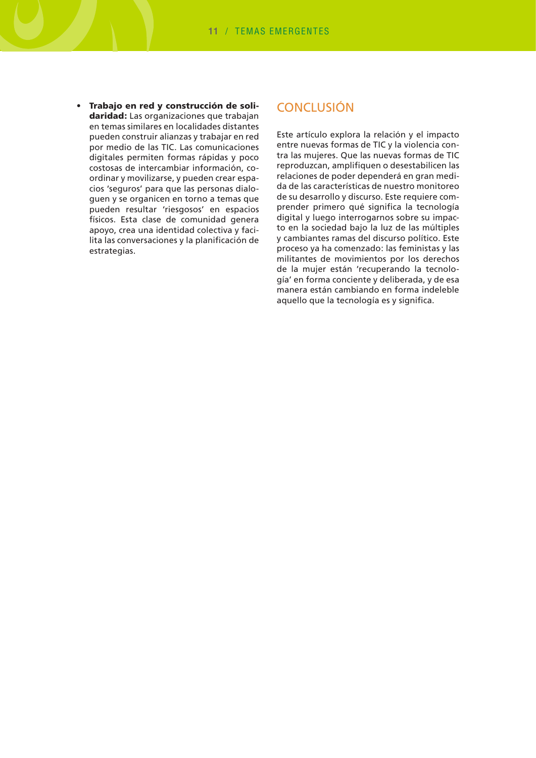- **Trabajo en red y construcción de solidaridad:** Las organizaciones que trabajan en temas similares en localidades distantes pueden construir alianzas y trabajar en red por medio de las TIC. Las comunicaciones digitales permiten formas rápidas y poco costosas de intercambiar información, coordinar y movilizarse, y pueden crear espacios 'seguros' para que las personas dialoguen y se organicen en torno a temas que pueden resultar 'riesgosos' en espacios físicos. Esta clase de comunidad genera apoyo, crea una identidad colectiva y facilita las conversaciones y la planificación de estrategias.

## CONCLUSIÓN

Este artículo explora la relación y el impacto entre nuevas formas de TIC y la violencia contra las mujeres. Que las nuevas formas de TIC reproduzcan, amplifiquen o desestabilicen las relaciones de poder dependerá en gran medida de las características de nuestro monitoreo de su desarrollo y discurso. Este requiere comprender primero qué significa la tecnología digital y luego interrogarnos sobre su impacto en la sociedad bajo la luz de las múltiples y cambiantes ramas del discurso político. Este proceso ya ha comenzado: las feministas y las militantes de movimientos por los derechos de la mujer están 'recuperando la tecnología' en forma conciente y deliberada, y de esa manera están cambiando en forma indeleble aquello que la tecnología es y significa.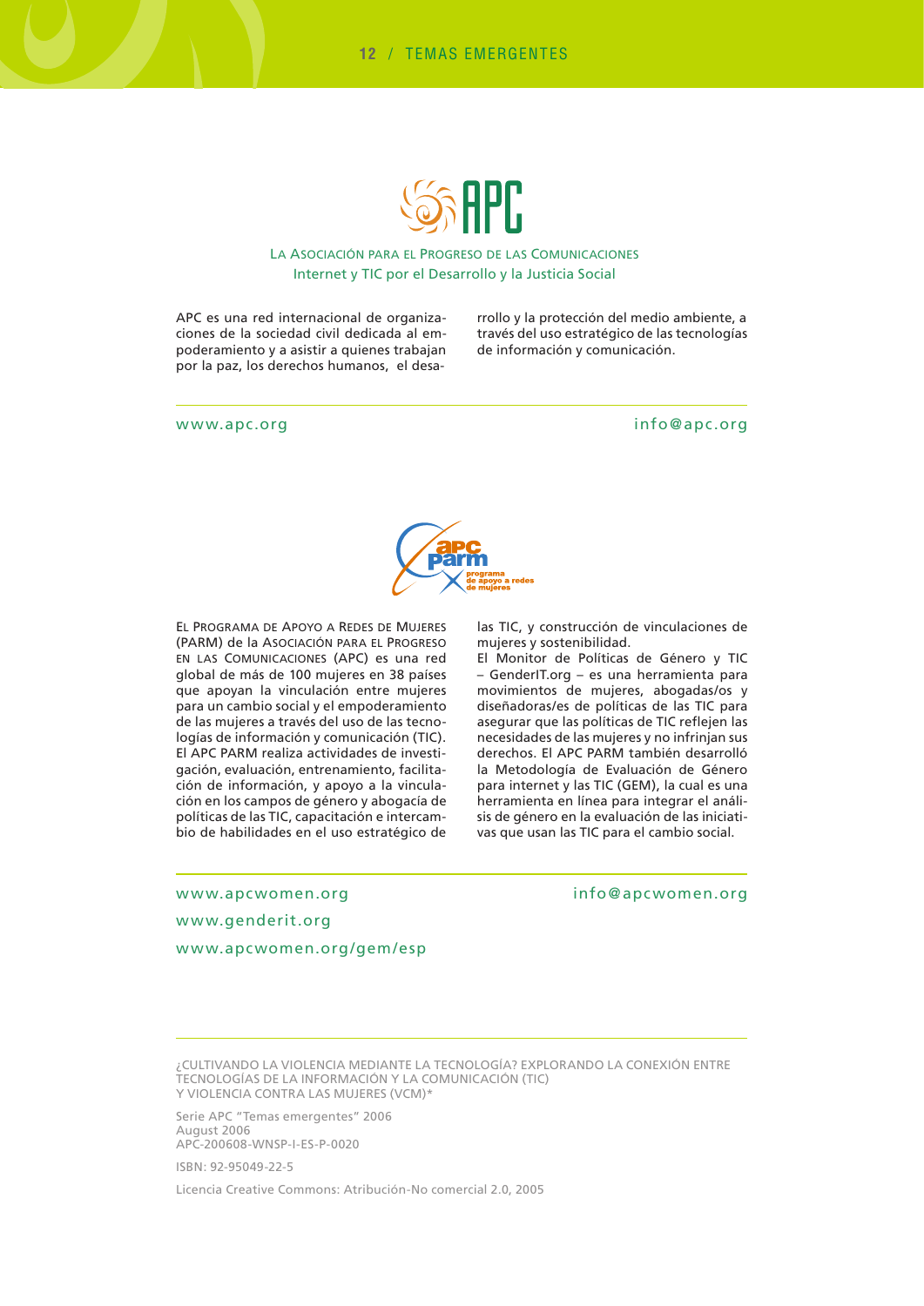La Asociación para el Progreso de las Comunicaciones
Internet y TIC por el Desarrollo y la Justicia Social

APC es una red internacional de organizaciones de la sociedad civil dedicada al empoderamiento y a asistir a quienes trabajan por la paz, los derechos humanos, el desarrollo y la protección del medio ambiente, a través del uso estratégico de las tecnologías de información y comunicación.

www.apc.org

info@apc.org

El Programa de Apoyo a Redes de Mujeres (PARM) de la Asociación para el Progreso en las Comunicaciones (APC) es una red global de más de 100 mujeres en 38 países que apoyan la vinculación entre mujeres para un cambio social y el empoderamiento de las mujeres a través del uso de las tecnologías de información y comunicación (TIC). El APC PARM realiza actividades de investigación, evaluación, entrenamiento, facilitación de información, y apoyo a la vinculación en los campos de género y abogacía de políticas de las TIC, capacitación e intercambio de habilidades en el uso estratégico de las TIC, y construcción de vinculaciones de mujeres y sostenibilidad.

El Monitor de Políticas de Género y TIC – GenderIT.org – es una herramienta para movimientos de mujeres, abogadas/os y diseñadoras/es de políticas de las TIC para asegurar que las políticas de TIC reflejen las necesidades de las mujeres y no infrinjan sus derechos. El APC PARM también desarrolló la Metodología de Evaluación de Género para internet y las TIC (GEM), la cual es una herramienta en línea para integrar el análisis de género en la evaluación de las iniciativas que usan las TIC para el cambio social.

www.apcwomen.org

www.genderit.org

www.apcwomen.org/gem/esp

info@apcwomen.org

¿CULTIVANDO LA VIOLENCIA MEDIANTE LA TECNOLOGÍA? EXPLORANDO LA CONEXIÓN ENTRE TECNOLOGÍAS DE LA INFORMACIÓN Y LA COMUNICACIÓN (TIC) Y VIOLENCIA CONTRA LAS MUJERES (VCM)*

Serie APC "Temas emergentes" 2006
August 2006
APC-200608-WNSP-I-ES-P-0020

ISBN: 92-95049-22-5

Licencia Creative Commons: Atribución-No comercial 2.0, 2005